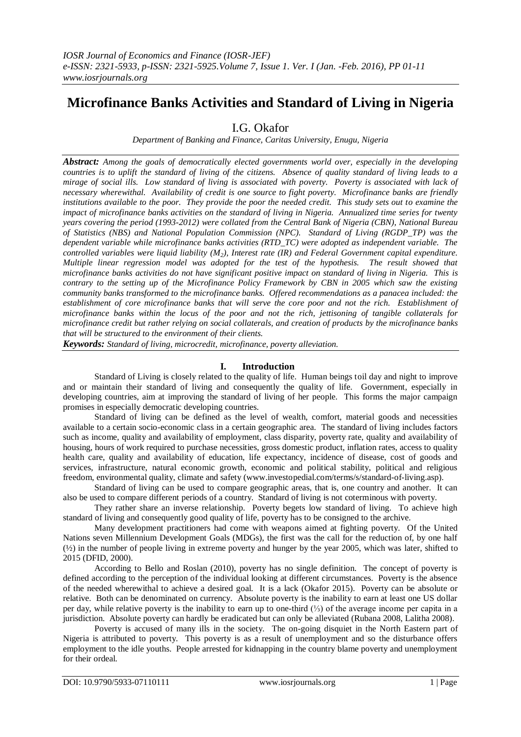# Microfinance Banks Activities and Standard of Living in Nigeria

I.G. Okafor

*Department of Banking and Finance, Caritas University, Enugu, Nigeria*

***Abstract:*** *Among the goals of democratically elected governments world over, especially in the developing countries is to uplift the standard of living of the citizens. Absence of quality standard of living leads to a mirage of social ills. Low standard of living is associated with poverty. Poverty is associated with lack of necessary wherewithal. Availability of credit is one source to fight poverty. Microfinance banks are friendly institutions available to the poor. They provide the poor the needed credit. This study sets out to examine the impact of microfinance banks activities on the standard of living in Nigeria. Annualized time series for twenty years covering the period (1993-2012) were collated from the Central Bank of Nigeria (CBN), National Bureau of Statistics (NBS) and National Population Commission (NPC). Standard of Living (RGDP_TP) was the dependent variable while microfinance banks activities (RTD_TC) were adopted as independent variable. The controlled variables were liquid liability ($M_2$), Interest rate (IR) and Federal Government capital expenditure. Multiple linear regression model was adopted for the test of the hypothesis. The result showed that microfinance banks activities do not have significant positive impact on standard of living in Nigeria. This is contrary to the setting up of the Microfinance Policy Framework by CBN in 2005 which saw the existing community banks transformed to the microfinance banks. Offered recommendations as a panacea included: the establishment of core microfinance banks that will serve the core poor and not the rich. Establishment of microfinance banks within the locus of the poor and not the rich, jettisoning of tangible collaterals for microfinance credit but rather relying on social collaterals, and creation of products by the microfinance banks that will be structured to the environment of their clients.*

***Keywords:*** *Standard of living, microcredit, microfinance, poverty alleviation.*

## I. Introduction

Standard of Living is closely related to the quality of life. Human beings toil day and night to improve and or maintain their standard of living and consequently the quality of life. Government, especially in developing countries, aim at improving the standard of living of her people. This forms the major campaign promises in especially democratic developing countries.

Standard of living can be defined as the level of wealth, comfort, material goods and necessities available to a certain socio-economic class in a certain geographic area. The standard of living includes factors such as income, quality and availability of employment, class disparity, poverty rate, quality and availability of housing, hours of work required to purchase necessities, gross domestic product, inflation rates, access to quality health care, quality and availability of education, life expectancy, incidence of disease, cost of goods and services, infrastructure, natural economic growth, economic and political stability, political and religious freedom, environmental quality, climate and safety (www.investopedial.com/terms/s/standard-of-living.asp).

Standard of living can be used to compare geographic areas, that is, one country and another. It can also be used to compare different periods of a country. Standard of living is not coterminous with poverty.

They rather share an inverse relationship. Poverty begets low standard of living. To achieve high standard of living and consequently good quality of life, poverty has to be consigned to the archive.

Many development practitioners had come with weapons aimed at fighting poverty. Of the United Nations seven Millennium Development Goals (MDGs), the first was the call for the reduction of, by one half (½) in the number of people living in extreme poverty and hunger by the year 2005, which was later, shifted to 2015 (DFID, 2000).

According to Bello and Roslan (2010), poverty has no single definition. The concept of poverty is defined according to the perception of the individual looking at different circumstances. Poverty is the absence of the needed wherewithal to achieve a desired goal. It is a lack (Okafor 2015). Poverty can be absolute or relative. Both can be denominated on currency. Absolute poverty is the inability to earn at least one US dollar per day, while relative poverty is the inability to earn up to one-third (⅓) of the average income per capita in a jurisdiction. Absolute poverty can hardly be eradicated but can only be alleviated (Rubana 2008, Lalitha 2008).

Poverty is accused of many ills in the society. The on-going disquiet in the North Eastern part of Nigeria is attributed to poverty. This poverty is as a result of unemployment and so the disturbance offers employment to the idle youths. People arrested for kidnapping in the country blame poverty and unemployment for their ordeal.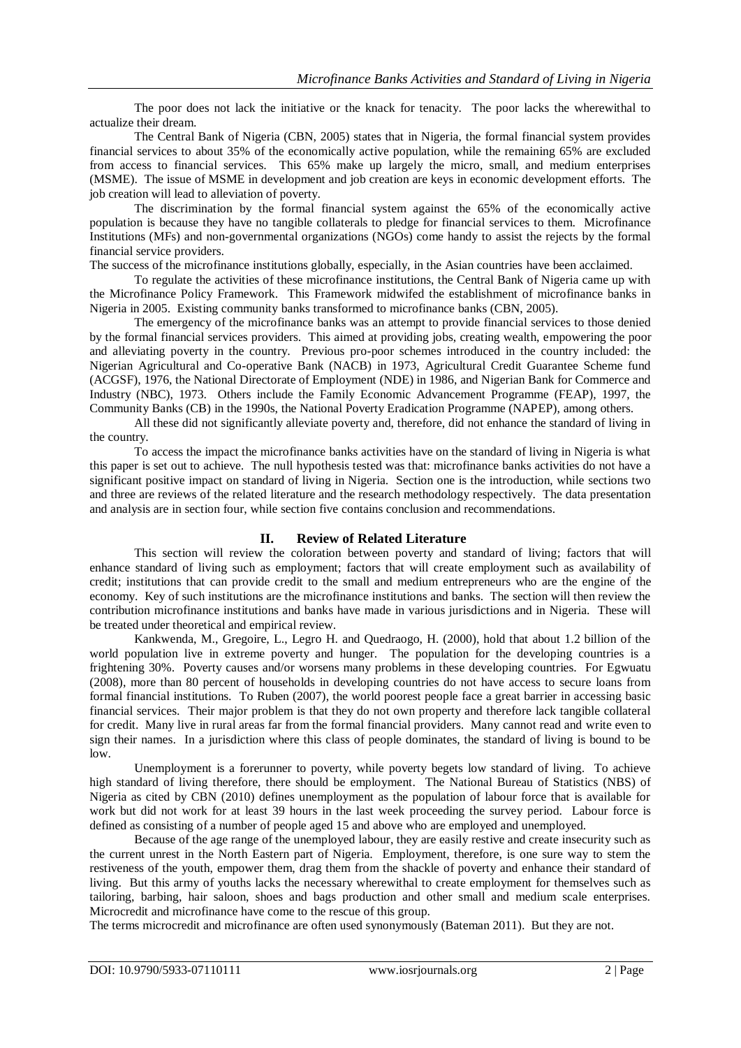The poor does not lack the initiative or the knack for tenacity. The poor lacks the wherewithal to actualize their dream.

The Central Bank of Nigeria (CBN, 2005) states that in Nigeria, the formal financial system provides financial services to about 35% of the economically active population, while the remaining 65% are excluded from access to financial services. This 65% make up largely the micro, small, and medium enterprises (MSME). The issue of MSME in development and job creation are keys in economic development efforts. The job creation will lead to alleviation of poverty.

The discrimination by the formal financial system against the 65% of the economically active population is because they have no tangible collaterals to pledge for financial services to them. Microfinance Institutions (MFs) and non-governmental organizations (NGOs) come handy to assist the rejects by the formal financial service providers.

The success of the microfinance institutions globally, especially, in the Asian countries have been acclaimed.

To regulate the activities of these microfinance institutions, the Central Bank of Nigeria came up with the Microfinance Policy Framework. This Framework midwifed the establishment of microfinance banks in Nigeria in 2005. Existing community banks transformed to microfinance banks (CBN, 2005).

The emergency of the microfinance banks was an attempt to provide financial services to those denied by the formal financial services providers. This aimed at providing jobs, creating wealth, empowering the poor and alleviating poverty in the country. Previous pro-poor schemes introduced in the country included: the Nigerian Agricultural and Co-operative Bank (NACB) in 1973, Agricultural Credit Guarantee Scheme fund (ACGSF), 1976, the National Directorate of Employment (NDE) in 1986, and Nigerian Bank for Commerce and Industry (NBC), 1973. Others include the Family Economic Advancement Programme (FEAP), 1997, the Community Banks (CB) in the 1990s, the National Poverty Eradication Programme (NAPEP), among others.

All these did not significantly alleviate poverty and, therefore, did not enhance the standard of living in the country.

To access the impact the microfinance banks activities have on the standard of living in Nigeria is what this paper is set out to achieve. The null hypothesis tested was that: microfinance banks activities do not have a significant positive impact on standard of living in Nigeria. Section one is the introduction, while sections two and three are reviews of the related literature and the research methodology respectively. The data presentation and analysis are in section four, while section five contains conclusion and recommendations.

## II. Review of Related Literature

This section will review the coloration between poverty and standard of living; factors that will enhance standard of living such as employment; factors that will create employment such as availability of credit; institutions that can provide credit to the small and medium entrepreneurs who are the engine of the economy. Key of such institutions are the microfinance institutions and banks. The section will then review the contribution microfinance institutions and banks have made in various jurisdictions and in Nigeria. These will be treated under theoretical and empirical review.

Kankwenda, M., Gregoire, L., Legro H. and Quedraogo, H. (2000), hold that about 1.2 billion of the world population live in extreme poverty and hunger. The population for the developing countries is a frightening 30%. Poverty causes and/or worsens many problems in these developing countries. For Egwuatu (2008), more than 80 percent of households in developing countries do not have access to secure loans from formal financial institutions. To Ruben (2007), the world poorest people face a great barrier in accessing basic financial services. Their major problem is that they do not own property and therefore lack tangible collateral for credit. Many live in rural areas far from the formal financial providers. Many cannot read and write even to sign their names. In a jurisdiction where this class of people dominates, the standard of living is bound to be low.

Unemployment is a forerunner to poverty, while poverty begets low standard of living. To achieve high standard of living therefore, there should be employment. The National Bureau of Statistics (NBS) of Nigeria as cited by CBN (2010) defines unemployment as the population of labour force that is available for work but did not work for at least 39 hours in the last week proceeding the survey period. Labour force is defined as consisting of a number of people aged 15 and above who are employed and unemployed.

Because of the age range of the unemployed labour, they are easily restive and create insecurity such as the current unrest in the North Eastern part of Nigeria. Employment, therefore, is one sure way to stem the restiveness of the youth, empower them, drag them from the shackle of poverty and enhance their standard of living. But this army of youths lacks the necessary wherewithal to create employment for themselves such as tailoring, barbing, hair saloon, shoes and bags production and other small and medium scale enterprises. Microcredit and microfinance have come to the rescue of this group.

The terms microcredit and microfinance are often used synonymously (Bateman 2011). But they are not.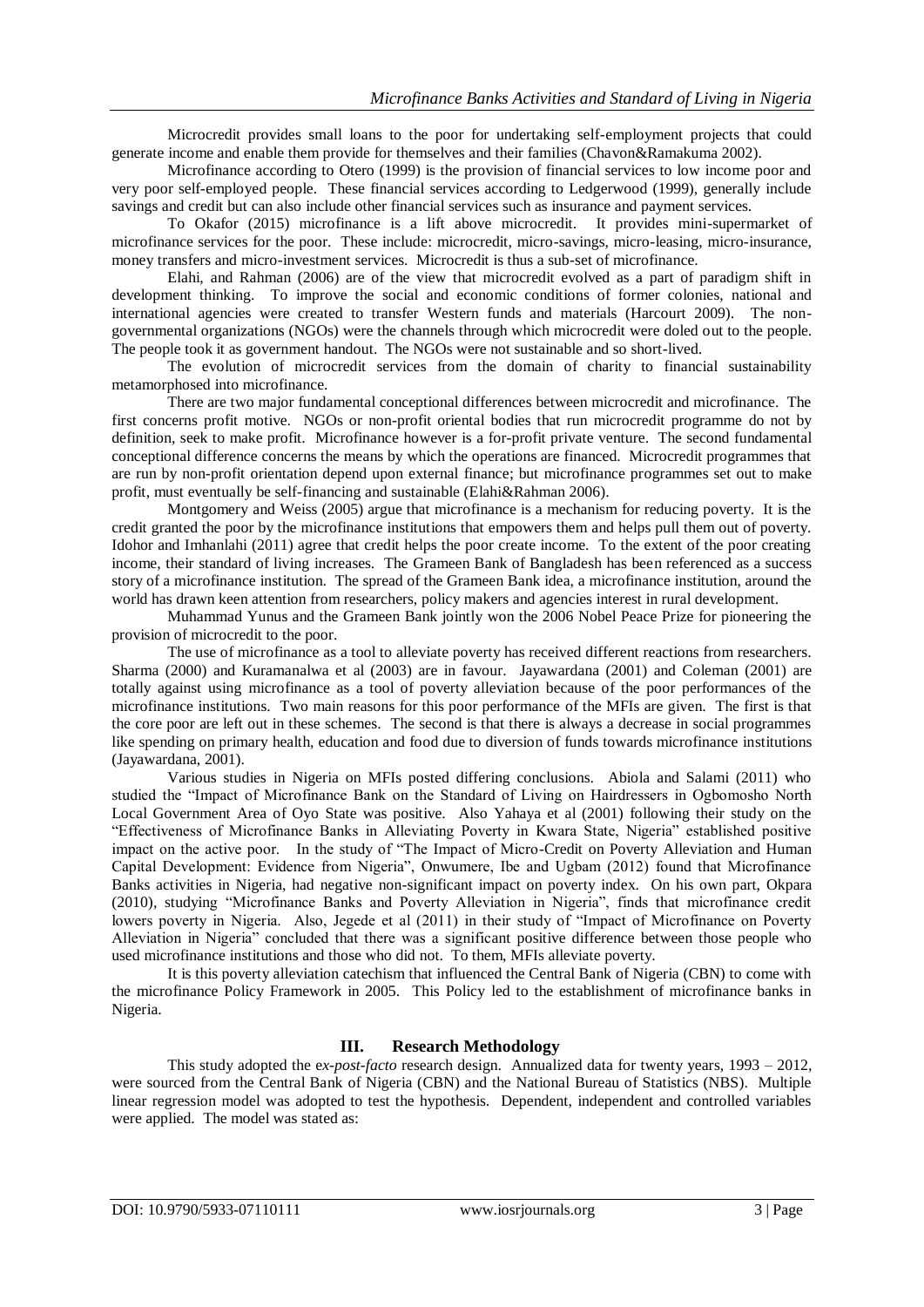Microcredit provides small loans to the poor for undertaking self-employment projects that could generate income and enable them provide for themselves and their families (Chavon&Ramakuma 2002).

Microfinance according to Otero (1999) is the provision of financial services to low income poor and very poor self-employed people. These financial services according to Ledgerwood (1999), generally include savings and credit but can also include other financial services such as insurance and payment services.

To Okafor (2015) microfinance is a lift above microcredit. It provides mini-supermarket of microfinance services for the poor. These include: microcredit, micro-savings, micro-leasing, micro-insurance, money transfers and micro-investment services. Microcredit is thus a sub-set of microfinance.

Elahi, and Rahman (2006) are of the view that microcredit evolved as a part of paradigm shift in development thinking. To improve the social and economic conditions of former colonies, national and international agencies were created to transfer Western funds and materials (Harcourt 2009). The non-governmental organizations (NGOs) were the channels through which microcredit were doled out to the people. The people took it as government handout. The NGOs were not sustainable and so short-lived.

The evolution of microcredit services from the domain of charity to financial sustainability metamorphosed into microfinance.

There are two major fundamental conceptional differences between microcredit and microfinance. The first concerns profit motive. NGOs or non-profit oriental bodies that run microcredit programme do not by definition, seek to make profit. Microfinance however is a for-profit private venture. The second fundamental conceptional difference concerns the means by which the operations are financed. Microcredit programmes that are run by non-profit orientation depend upon external finance; but microfinance programmes set out to make profit, must eventually be self-financing and sustainable (Elahi&Rahman 2006).

Montgomery and Weiss (2005) argue that microfinance is a mechanism for reducing poverty. It is the credit granted the poor by the microfinance institutions that empowers them and helps pull them out of poverty. Idohor and Imhanlahi (2011) agree that credit helps the poor create income. To the extent of the poor creating income, their standard of living increases. The Grameen Bank of Bangladesh has been referenced as a success story of a microfinance institution. The spread of the Grameen Bank idea, a microfinance institution, around the world has drawn keen attention from researchers, policy makers and agencies interest in rural development.

Muhammad Yunus and the Grameen Bank jointly won the 2006 Nobel Peace Prize for pioneering the provision of microcredit to the poor.

The use of microfinance as a tool to alleviate poverty has received different reactions from researchers. Sharma (2000) and Kuramanalwa et al (2003) are in favour. Jayawardana (2001) and Coleman (2001) are totally against using microfinance as a tool of poverty alleviation because of the poor performances of the microfinance institutions. Two main reasons for this poor performance of the MFIs are given. The first is that the core poor are left out in these schemes. The second is that there is always a decrease in social programmes like spending on primary health, education and food due to diversion of funds towards microfinance institutions (Jayawardana, 2001).

Various studies in Nigeria on MFIs posted differing conclusions. Abiola and Salami (2011) who studied the "Impact of Microfinance Bank on the Standard of Living on Hairdressers in Ogbomosho North Local Government Area of Oyo State was positive. Also Yahaya et al (2001) following their study on the "Effectiveness of Microfinance Banks in Alleviating Poverty in Kwara State, Nigeria" established positive impact on the active poor. In the study of "The Impact of Micro-Credit on Poverty Alleviation and Human Capital Development: Evidence from Nigeria", Onwumere, Ibe and Ugbam (2012) found that Microfinance Banks activities in Nigeria, had negative non-significant impact on poverty index. On his own part, Okpara (2010), studying "Microfinance Banks and Poverty Alleviation in Nigeria", finds that microfinance credit lowers poverty in Nigeria. Also, Jegede et al (2011) in their study of "Impact of Microfinance on Poverty Alleviation in Nigeria" concluded that there was a significant positive difference between those people who used microfinance institutions and those who did not. To them, MFIs alleviate poverty.

It is this poverty alleviation catechism that influenced the Central Bank of Nigeria (CBN) to come with the microfinance Policy Framework in 2005. This Policy led to the establishment of microfinance banks in Nigeria.

## III. Research Methodology

This study adopted the *ex-post-facto* research design. Annualized data for twenty years, 1993 – 2012, were sourced from the Central Bank of Nigeria (CBN) and the National Bureau of Statistics (NBS). Multiple linear regression model was adopted to test the hypothesis. Dependent, independent and controlled variables were applied. The model was stated as: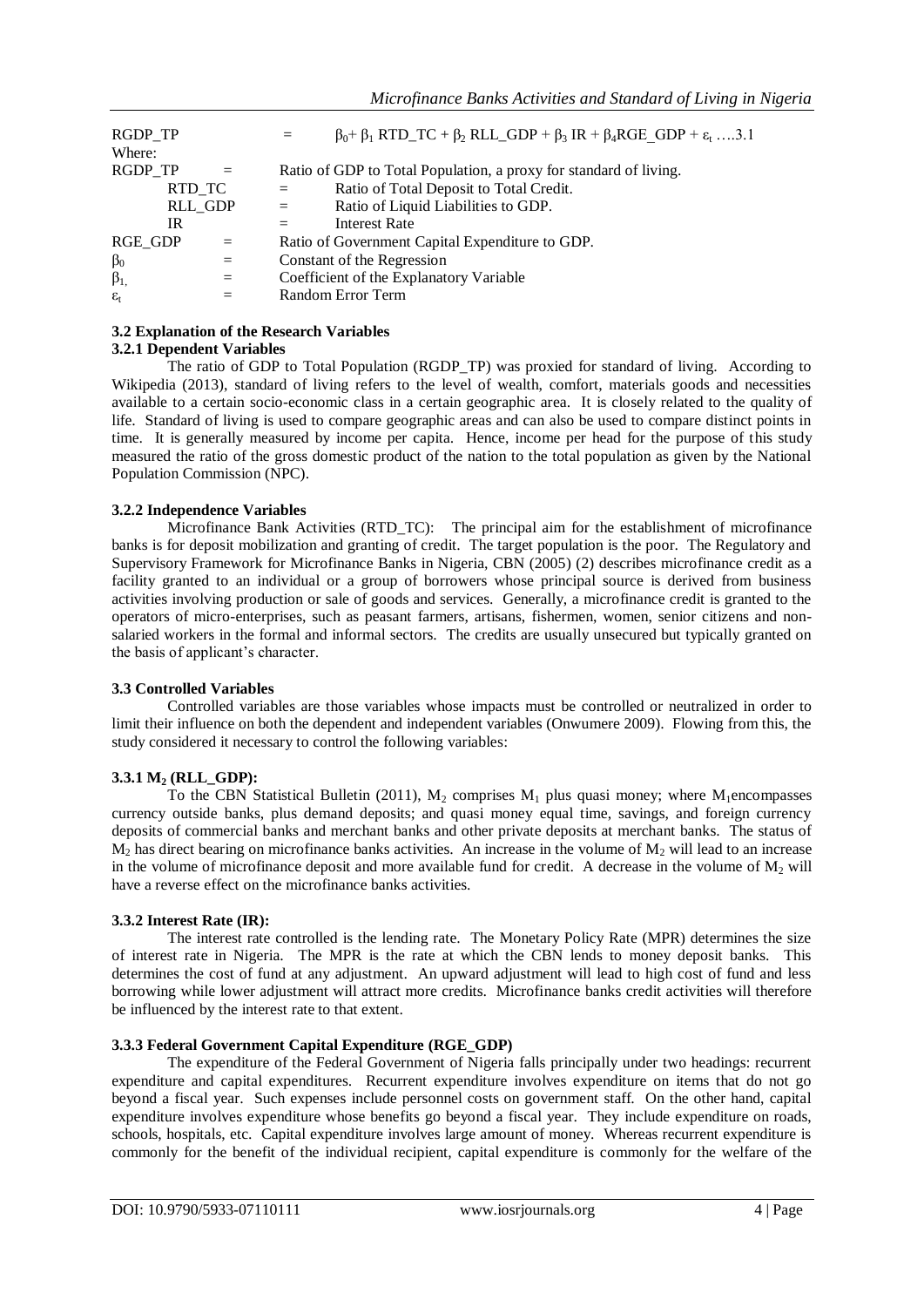$$RGDP\_TP = \beta_0 + \beta_1 RTD\_TC + \beta_2 RLL\_GDP + \beta_3 IR + \beta_4 RGE\_GDP + \varepsilon_t \quad ....3.1$$

Where:

RGDP_TP = Ratio of GDP to Total Population, a proxy for standard of living.

RTD_TC = Ratio of Total Deposit to Total Credit.

RLL_GDP = Ratio of Liquid Liabilities to GDP.

IR = Interest Rate

RGE_GDP = Ratio of Government Capital Expenditure to GDP.

$\beta_0$ = Constant of the Regression

$\beta_{1,}$ = Coefficient of the Explanatory Variable

$\varepsilon_t$ = Random Error Term

### 3.2 Explanation of the Research Variables

#### 3.2.1 Dependent Variables

The ratio of GDP to Total Population (RGDP_TP) was proxied for standard of living. According to Wikipedia (2013), standard of living refers to the level of wealth, comfort, materials goods and necessities available to a certain socio-economic class in a certain geographic area. It is closely related to the quality of life. Standard of living is used to compare geographic areas and can also be used to compare distinct points in time. It is generally measured by income per capita. Hence, income per head for the purpose of this study measured the ratio of the gross domestic product of the nation to the total population as given by the National Population Commission (NPC).

#### 3.2.2 Independence Variables

Microfinance Bank Activities (RTD_TC): The principal aim for the establishment of microfinance banks is for deposit mobilization and granting of credit. The target population is the poor. The Regulatory and Supervisory Framework for Microfinance Banks in Nigeria, CBN (2005) (2) describes microfinance credit as a facility granted to an individual or a group of borrowers whose principal source is derived from business activities involving production or sale of goods and services. Generally, a microfinance credit is granted to the operators of micro-enterprises, such as peasant farmers, artisans, fishermen, women, senior citizens and non-salaried workers in the formal and informal sectors. The credits are usually unsecured but typically granted on the basis of applicant's character.

### 3.3 Controlled Variables

Controlled variables are those variables whose impacts must be controlled or neutralized in order to limit their influence on both the dependent and independent variables (Onwumere 2009). Flowing from this, the study considered it necessary to control the following variables:

#### 3.3.1 $M_2$ (RLL_GDP):

To the CBN Statistical Bulletin (2011), $M_2$ comprises $M_1$ plus quasi money; where $M_1$encompasses currency outside banks, plus demand deposits; and quasi money equal time, savings, and foreign currency deposits of commercial banks and merchant banks and other private deposits at merchant banks. The status of $M_2$ has direct bearing on microfinance banks activities. An increase in the volume of $M_2$ will lead to an increase in the volume of microfinance deposit and more available fund for credit. A decrease in the volume of $M_2$ will have a reverse effect on the microfinance banks activities.

#### 3.3.2 Interest Rate (IR):

The interest rate controlled is the lending rate. The Monetary Policy Rate (MPR) determines the size of interest rate in Nigeria. The MPR is the rate at which the CBN lends to money deposit banks. This determines the cost of fund at any adjustment. An upward adjustment will lead to high cost of fund and less borrowing while lower adjustment will attract more credits. Microfinance banks credit activities will therefore be influenced by the interest rate to that extent.

#### 3.3.3 Federal Government Capital Expenditure (RGE_GDP)

The expenditure of the Federal Government of Nigeria falls principally under two headings: recurrent expenditure and capital expenditures. Recurrent expenditure involves expenditure on items that do not go beyond a fiscal year. Such expenses include personnel costs on government staff. On the other hand, capital expenditure involves expenditure whose benefits go beyond a fiscal year. They include expenditure on roads, schools, hospitals, etc. Capital expenditure involves large amount of money. Whereas recurrent expenditure is commonly for the benefit of the individual recipient, capital expenditure is commonly for the welfare of the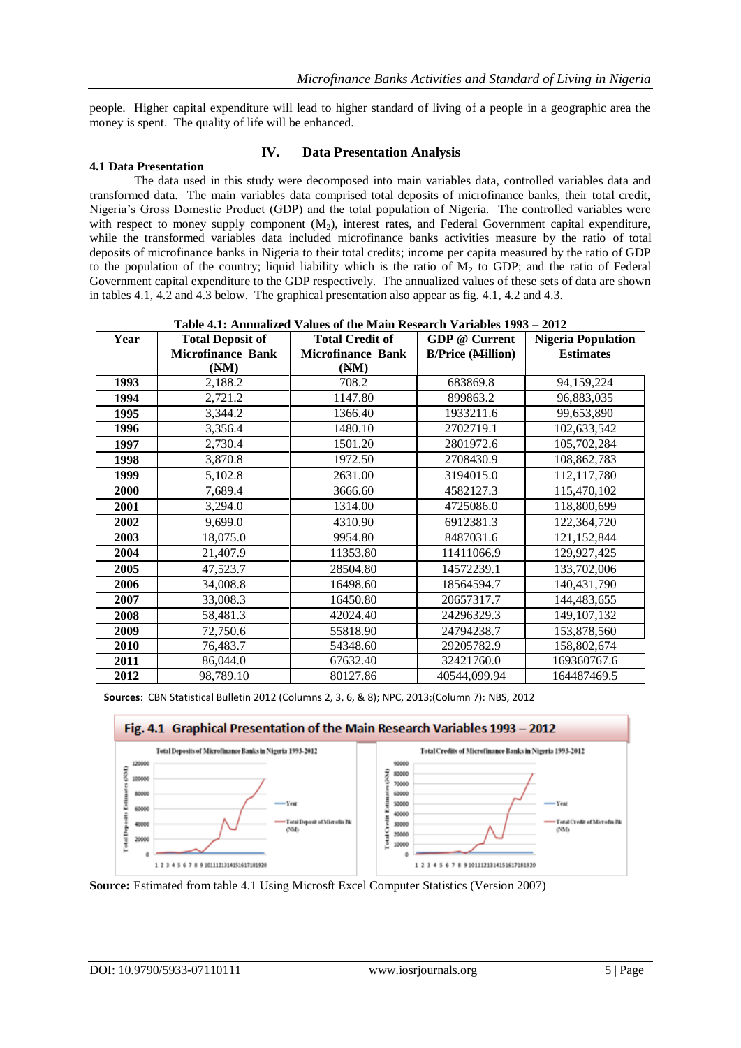people. Higher capital expenditure will lead to higher standard of living of a people in a geographic area the money is spent. The quality of life will be enhanced.

## IV. Data Presentation Analysis

### 4.1 Data Presentation

The data used in this study were decomposed into main variables data, controlled variables data and transformed data. The main variables data comprised total deposits of microfinance banks, their total credit, Nigeria's Gross Domestic Product (GDP) and the total population of Nigeria. The controlled variables were with respect to money supply component ($M_2$), interest rates, and Federal Government capital expenditure, while the transformed variables data included microfinance banks activities measure by the ratio of total deposits of microfinance banks in Nigeria to their total credits; income per capita measured by the ratio of GDP to the population of the country; liquid liability which is the ratio of $M_2$ to GDP; and the ratio of Federal Government capital expenditure to the GDP respectively. The annualized values of these sets of data are shown in tables 4.1, 4.2 and 4.3 below. The graphical presentation also appear as fig. 4.1, 4.2 and 4.3.

**Table 4.1: Annualized Values of the Main Research Variables 1993 – 2012**

| Year | Total Deposit of Microfinance Bank (₦M) | Total Credit of Microfinance Bank (₦M) | GDP @ Current B/Price (₦Million) | Nigeria Population Estimates |
|---|---|---|---|---|
| **1993** | 2,188.2 | 708.2 | 683869.8 | 94,159,224 |
| **1994** | 2,721.2 | 1147.80 | 899863.2 | 96,883,035 |
| **1995** | 3,344.2 | 1366.40 | 1933211.6 | 99,653,890 |
| **1996** | 3,356.4 | 1480.10 | 2702719.1 | 102,633,542 |
| **1997** | 2,730.4 | 1501.20 | 2801972.6 | 105,702,284 |
| **1998** | 3,870.8 | 1972.50 | 2708430.9 | 108,862,783 |
| **1999** | 5,102.8 | 2631.00 | 3194015.0 | 112,117,780 |
| **2000** | 7,689.4 | 3666.60 | 4582127.3 | 115,470,102 |
| **2001** | 3,294.0 | 1314.00 | 4725086.0 | 118,800,699 |
| **2002** | 9,699.0 | 4310.90 | 6912381.3 | 122,364,720 |
| **2003** | 18,075.0 | 9954.80 | 8487031.6 | 121,152,844 |
| **2004** | 21,407.9 | 11353.80 | 11411066.9 | 129,927,425 |
| **2005** | 47,523.7 | 28504.80 | 14572239.1 | 133,702,006 |
| **2006** | 34,008.8 | 16498.60 | 18564594.7 | 140,431,790 |
| **2007** | 33,008.3 | 16450.80 | 20657317.7 | 144,483,655 |
| **2008** | 58,481.3 | 42024.40 | 24296329.3 | 149,107,132 |
| **2009** | 72,750.6 | 55818.90 | 24794238.7 | 153,878,560 |
| **2010** | 76,483.7 | 54348.60 | 29205782.9 | 158,802,674 |
| **2011** | 86,044.0 | 67632.40 | 32421760.0 | 169360767.6 |
| **2012** | 98,789.10 | 80127.86 | 40544,099.94 | 164487469.5 |

**Sources**: CBN Statistical Bulletin 2012 (Columns 2, 3, 6, & 8); NPC, 2013;(Column 7): NBS, 2012

**Fig. 4.1 Graphical Presentation of the Main Research Variables 1993 – 2012**

**Source:** Estimated from table 4.1 Using Microsft Excel Computer Statistics (Version 2007)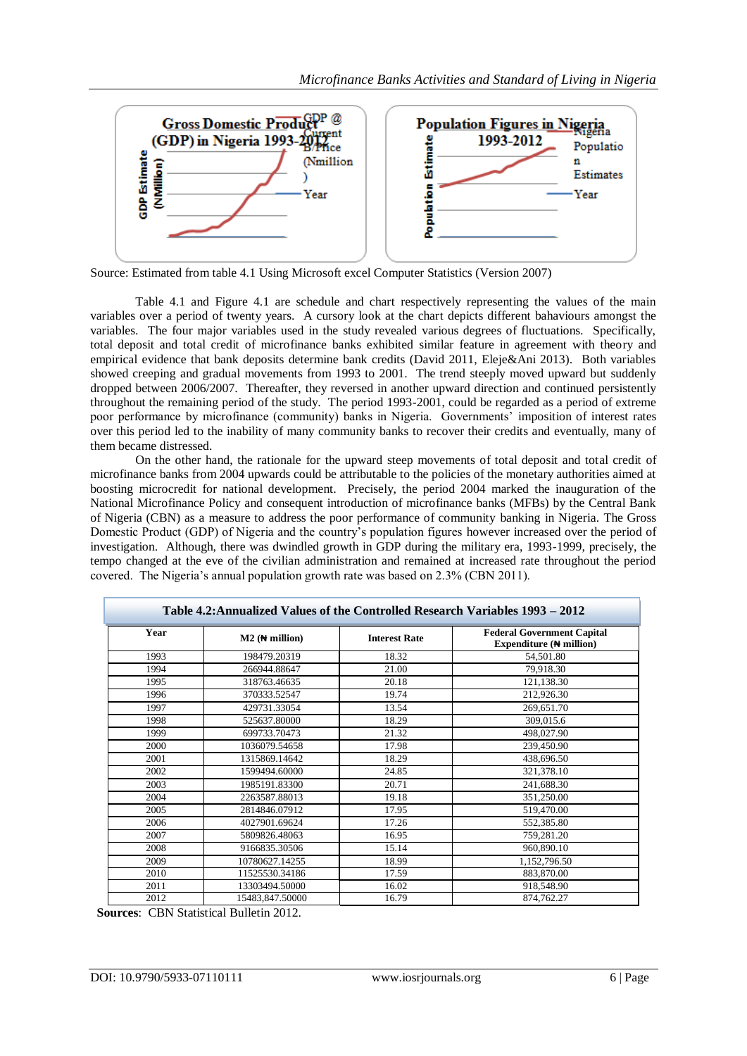Source: Estimated from table 4.1 Using Microsoft excel Computer Statistics (Version 2007)

Table 4.1 and Figure 4.1 are schedule and chart respectively representing the values of the main variables over a period of twenty years. A cursory look at the chart depicts different behaviours amongst the variables. The four major variables used in the study revealed various degrees of fluctuations. Specifically, total deposit and total credit of microfinance banks exhibited similar feature in agreement with theory and empirical evidence that bank deposits determine bank credits (David 2011, Eleje&Ani 2013). Both variables showed creeping and gradual movements from 1993 to 2001. The trend steeply moved upward but suddenly dropped between 2006/2007. Thereafter, they reversed in another upward direction and continued persistently throughout the remaining period of the study. The period 1993-2001, could be regarded as a period of extreme poor performance by microfinance (community) banks in Nigeria. Governments' imposition of interest rates over this period led to the inability of many community banks to recover their credits and eventually, many of them became distressed.

On the other hand, the rationale for the upward steep movements of total deposit and total credit of microfinance banks from 2004 upwards could be attributable to the policies of the monetary authorities aimed at boosting microcredit for national development. Precisely, the period 2004 marked the inauguration of the National Microfinance Policy and consequent introduction of microfinance banks (MFBs) by the Central Bank of Nigeria (CBN) as a measure to address the poor performance of community banking in Nigeria. The Gross Domestic Product (GDP) of Nigeria and the country's population figures however increased over the period of investigation. Although, there was dwindled growth in GDP during the military era, 1993-1999, precisely, the tempo changed at the eve of the civilian administration and remained at increased rate throughout the period covered. The Nigeria's annual population growth rate was based on 2.3% (CBN 2011).

**Table 4.2:Annualized Values of the Controlled Research Variables 1993 – 2012**

| Year | M2 (₦ million) | Interest Rate | Federal Government Capital Expenditure (₦ million) |
|---|---|---|---|
| 1993 | 198479.20319 | 18.32 | 54,501.80 |
| 1994 | 266944.88647 | 21.00 | 79,918.30 |
| 1995 | 318763.46635 | 20.18 | 121,138.30 |
| 1996 | 370333.52547 | 19.74 | 212,926.30 |
| 1997 | 429731.33054 | 13.54 | 269,651.70 |
| 1998 | 525637.80000 | 18.29 | 309,015.6 |
| 1999 | 699733.70473 | 21.32 | 498,027.90 |
| 2000 | 1036079.54658 | 17.98 | 239,450.90 |
| 2001 | 1315869.14642 | 18.29 | 438,696.50 |
| 2002 | 1599494.60000 | 24.85 | 321,378.10 |
| 2003 | 1985191.83300 | 20.71 | 241,688.30 |
| 2004 | 2263587.88013 | 19.18 | 351,250.00 |
| 2005 | 2814846.07912 | 17.95 | 519,470.00 |
| 2006 | 4027901.69624 | 17.26 | 552,385.80 |
| 2007 | 5809826.48063 | 16.95 | 759,281.20 |
| 2008 | 9166835.30506 | 15.14 | 960,890.10 |
| 2009 | 10780627.14255 | 18.99 | 1,152,796.50 |
| 2010 | 11525530.34186 | 17.59 | 883,870.00 |
| 2011 | 13303494.50000 | 16.02 | 918,548.90 |
| 2012 | 15483,847.50000 | 16.79 | 874,762.27 |

**Sources**: CBN Statistical Bulletin 2012.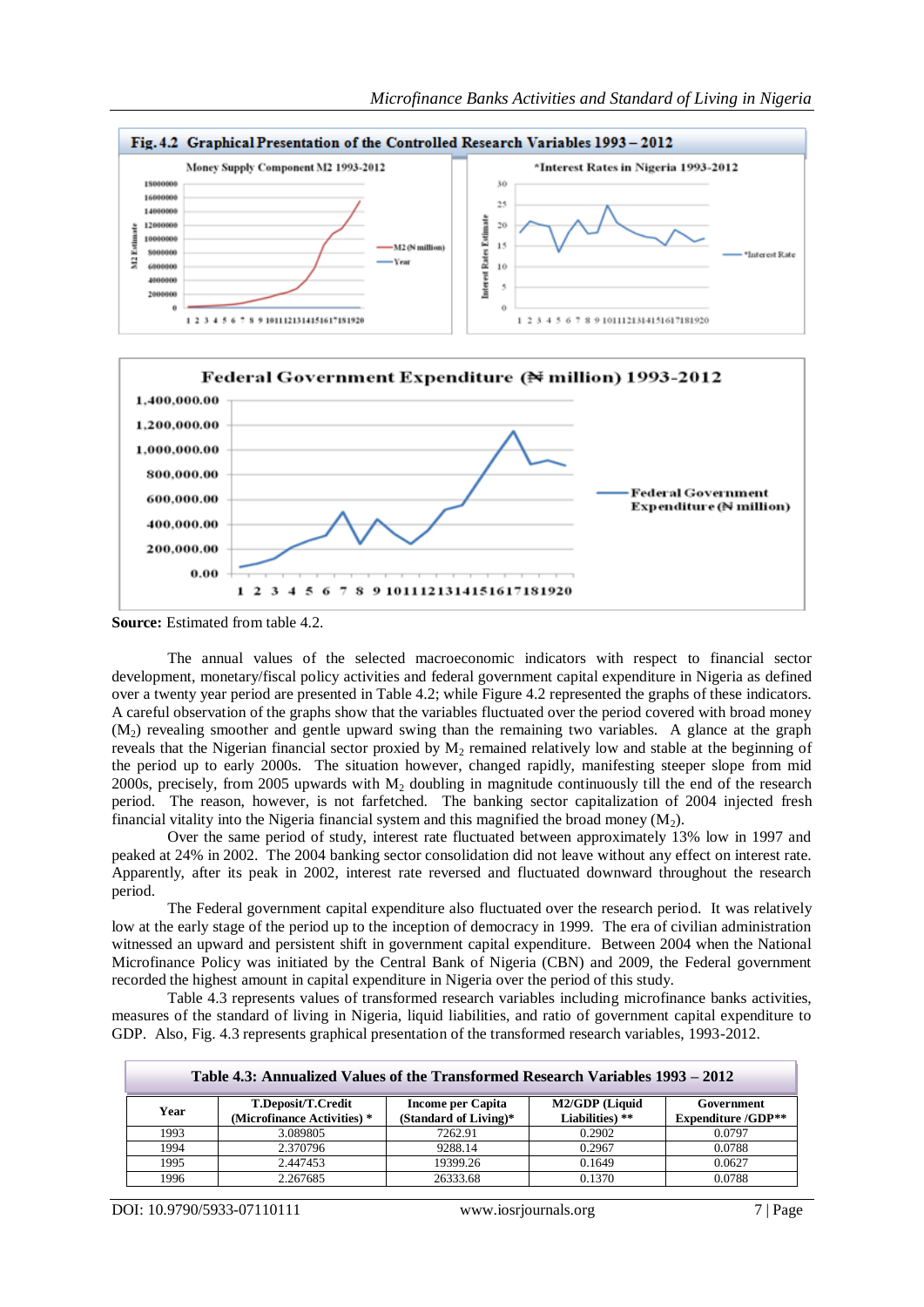**Fig. 4.2 Graphical Presentation of the Controlled Research Variables 1993 – 2012**

**Source:** Estimated from table 4.2.

The annual values of the selected macroeconomic indicators with respect to financial sector development, monetary/fiscal policy activities and federal government capital expenditure in Nigeria as defined over a twenty year period are presented in Table 4.2; while Figure 4.2 represented the graphs of these indicators. A careful observation of the graphs show that the variables fluctuated over the period covered with broad money ($M_2$) revealing smoother and gentle upward swing than the remaining two variables. A glance at the graph reveals that the Nigerian financial sector proxied by $M_2$ remained relatively low and stable at the beginning of the period up to early 2000s. The situation however, changed rapidly, manifesting steeper slope from mid 2000s, precisely, from 2005 upwards with $M_2$ doubling in magnitude continuously till the end of the research period. The reason, however, is not farfetched. The banking sector capitalization of 2004 injected fresh financial vitality into the Nigeria financial system and this magnified the broad money ($M_2$).

Over the same period of study, interest rate fluctuated between approximately 13% low in 1997 and peaked at 24% in 2002. The 2004 banking sector consolidation did not leave without any effect on interest rate. Apparently, after its peak in 2002, interest rate reversed and fluctuated downward throughout the research period.

The Federal government capital expenditure also fluctuated over the research period. It was relatively low at the early stage of the period up to the inception of democracy in 1999. The era of civilian administration witnessed an upward and persistent shift in government capital expenditure. Between 2004 when the National Microfinance Policy was initiated by the Central Bank of Nigeria (CBN) and 2009, the Federal government recorded the highest amount in capital expenditure in Nigeria over the period of this study.

Table 4.3 represents values of transformed research variables including microfinance banks activities, measures of the standard of living in Nigeria, liquid liabilities, and ratio of government capital expenditure to GDP. Also, Fig. 4.3 represents graphical presentation of the transformed research variables, 1993-2012.

**Table 4.3: Annualized Values of the Transformed Research Variables 1993 – 2012**

| Year | T.Deposit/T.Credit (Microfinance Activities) * | Income per Capita (Standard of Living)* | M2/GDP (Liquid Liabilities) ** | Government Expenditure /GDP** |
|---|---|---|---|---|
| 1993 | 3.089805 | 7262.91 | 0.2902 | 0.0797 |
| 1994 | 2.370796 | 9288.14 | 0.2967 | 0.0788 |
| 1995 | 2.447453 | 19399.26 | 0.1649 | 0.0627 |
| 1996 | 2.267685 | 26333.68 | 0.1370 | 0.0788 |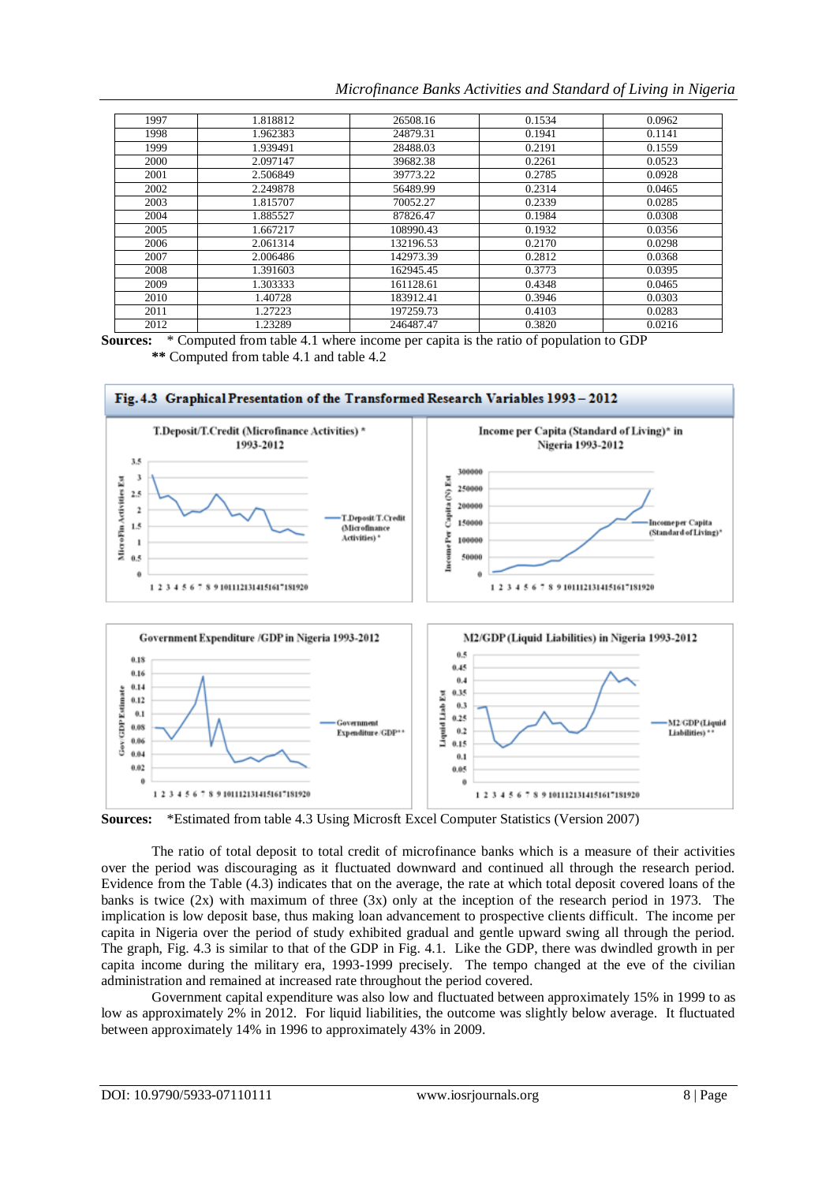| 1997 | 1.818812 | 26508.16 | 0.1534 | 0.0962 |
|---|---|---|---|---|
| 1998 | 1.962383 | 24879.31 | 0.1941 | 0.1141 |
| 1999 | 1.939491 | 28488.03 | 0.2191 | 0.1559 |
| 2000 | 2.097147 | 39682.38 | 0.2261 | 0.0523 |
| 2001 | 2.506849 | 39773.22 | 0.2785 | 0.0928 |
| 2002 | 2.249878 | 56489.99 | 0.2314 | 0.0465 |
| 2003 | 1.815707 | 70052.27 | 0.2339 | 0.0285 |
| 2004 | 1.885527 | 87826.47 | 0.1984 | 0.0308 |
| 2005 | 1.667217 | 108990.43 | 0.1932 | 0.0356 |
| 2006 | 2.061314 | 132196.53 | 0.2170 | 0.0298 |
| 2007 | 2.006486 | 142973.39 | 0.2812 | 0.0368 |
| 2008 | 1.391603 | 162945.45 | 0.3773 | 0.0395 |
| 2009 | 1.303333 | 161128.61 | 0.4348 | 0.0465 |
| 2010 | 1.40728 | 183912.41 | 0.3946 | 0.0303 |
| 2011 | 1.27223 | 197259.73 | 0.4103 | 0.0283 |
| 2012 | 1.23289 | 246487.47 | 0.3820 | 0.0216 |

**Sources:** * Computed from table 4.1 where income per capita is the ratio of population to GDP
** Computed from table 4.1 and table 4.2

**Fig. 4.3 Graphical Presentation of the Transformed Research Variables 1993 – 2012**

T.Deposit/T.Credit (Microfinance Activities) * 1993-2012

Income per Capita (Standard of Living)* in Nigeria 1993-2012

Government Expenditure /GDP in Nigeria 1993-2012

M2/GDP (Liquid Liabilities) in Nigeria 1993-2012

**Sources:** *Estimated from table 4.3 Using Microsft Excel Computer Statistics (Version 2007)

The ratio of total deposit to total credit of microfinance banks which is a measure of their activities over the period was discouraging as it fluctuated downward and continued all through the research period. Evidence from the Table (4.3) indicates that on the average, the rate at which total deposit covered loans of the banks is twice (2x) with maximum of three (3x) only at the inception of the research period in 1973. The implication is low deposit base, thus making loan advancement to prospective clients difficult. The income per capita in Nigeria over the period of study exhibited gradual and gentle upward swing all through the period. The graph, Fig. 4.3 is similar to that of the GDP in Fig. 4.1. Like the GDP, there was dwindled growth in per capita income during the military era, 1993-1999 precisely. The tempo changed at the eve of the civilian administration and remained at increased rate throughout the period covered.

Government capital expenditure was also low and fluctuated between approximately 15% in 1999 to as low as approximately 2% in 2012. For liquid liabilities, the outcome was slightly below average. It fluctuated between approximately 14% in 1996 to approximately 43% in 2009.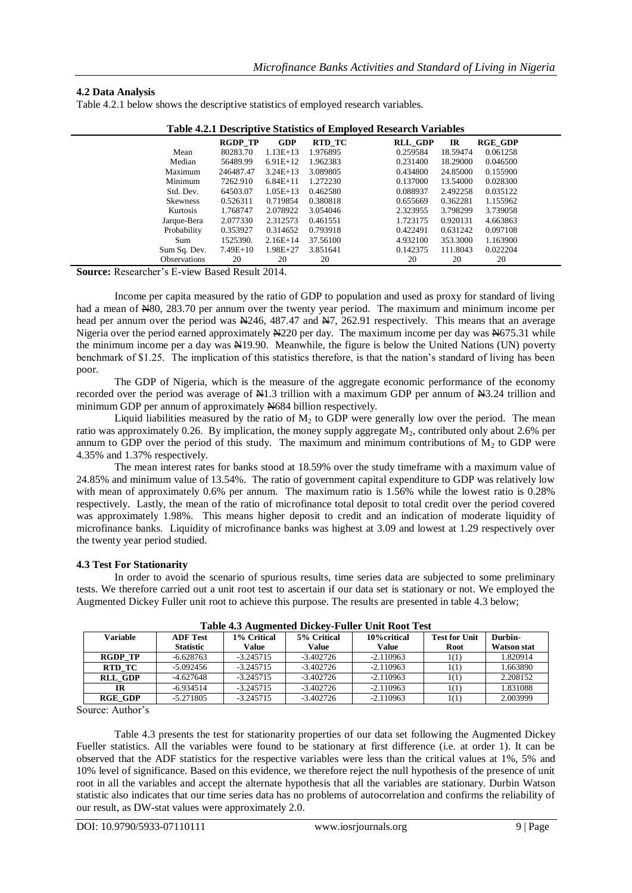### 4.2 Data Analysis

Table 4.2.1 below shows the descriptive statistics of employed research variables.

**Table 4.2.1 Descriptive Statistics of Employed Research Variables**

| | RGDP_TP | GDP | RTD_TC | RLL_GDP | IR | RGE_GDP |
|---|---|---|---|---|---|---|
| Mean | 80283.70 | 1.13E+13 | 1.976895 | 0.259584 | 18.59474 | 0.061258 |
| Median | 56489.99 | 6.91E+12 | 1.962383 | 0.231400 | 18.29000 | 0.046500 |
| Maximum | 246487.47 | 3.24E+13 | 3.089805 | 0.434800 | 24.85000 | 0.155900 |
| Minimum | 7262.910 | 6.84E+11 | 1.272230 | 0.137000 | 13.54000 | 0.028300 |
| Std. Dev. | 64503.07 | 1.05E+13 | 0.462580 | 0.088937 | 2.492258 | 0.035122 |
| Skewness | 0.526311 | 0.719854 | 0.380818 | 0.655669 | 0.362281 | 1.155962 |
| Kurtosis | 1.768747 | 2.078922 | 3.054046 | 2.323955 | 3.798299 | 3.739058 |
| Jarque-Bera | 2.077330 | 2.312573 | 0.461551 | 1.723175 | 0.920131 | 4.663863 |
| Probability | 0.353927 | 0.314652 | 0.793918 | 0.422491 | 0.631242 | 0.097108 |
| Sum | 1525390. | 2.16E+14 | 37.56100 | 4.932100 | 353.3000 | 1.163900 |
| Sum Sq. Dev. | 7.49E+10 | 1.98E+27 | 3.851641 | 0.142375 | 111.8043 | 0.022204 |
| Observations | 20 | 20 | 20 | 20 | 20 | 20 |

**Source:** Researcher's E-view Based Result 2014.

Income per capita measured by the ratio of GDP to population and used as proxy for standard of living had a mean of ₦80, 283.70 per annum over the twenty year period. The maximum and minimum income per head per annum over the period was ₦246, 487.47 and ₦7, 262.91 respectively. This means that an average Nigeria over the period earned approximately ₦220 per day. The maximum income per day was ₦675.31 while the minimum income per a day was ₦19.90. Meanwhile, the figure is below the United Nations (UN) poverty benchmark of $1.25. The implication of this statistics therefore, is that the nation's standard of living has been poor.

The GDP of Nigeria, which is the measure of the aggregate economic performance of the economy recorded over the period was average of ₦1.3 trillion with a maximum GDP per annum of ₦3.24 trillion and minimum GDP per annum of approximately ₦684 billion respectively.

Liquid liabilities measured by the ratio of $M_2$ to GDP were generally low over the period. The mean ratio was approximately 0.26. By implication, the money supply aggregate $M_2$, contributed only about 2.6% per annum to GDP over the period of this study. The maximum and minimum contributions of $M_2$ to GDP were 4.35% and 1.37% respectively.

The mean interest rates for banks stood at 18.59% over the study timeframe with a maximum value of 24.85% and minimum value of 13.54%. The ratio of government capital expenditure to GDP was relatively low with mean of approximately 0.6% per annum. The maximum ratio is 1.56% while the lowest ratio is 0.28% respectively. Lastly, the mean of the ratio of microfinance total deposit to total credit over the period covered was approximately 1.98%. This means higher deposit to credit and an indication of moderate liquidity of microfinance banks. Liquidity of microfinance banks was highest at 3.09 and lowest at 1.29 respectively over the twenty year period studied.

### 4.3 Test For Stationarity

In order to avoid the scenario of spurious results, time series data are subjected to some preliminary tests. We therefore carried out a unit root test to ascertain if our data set is stationary or not. We employed the Augmented Dickey Fuller unit root to achieve this purpose. The results are presented in table 4.3 below;

**Table 4.3 Augmented Dickey-Fuller Unit Root Test**

| Variable | ADF Test Statistic | 1% Critical Value | 5% Critical Value | 10%critical Value | Test for Unit Root | Durbin-Watson stat |
|---|---|---|---|---|---|---|
| RGDP_TP | -6.628763 | -3.245715 | -3.402726 | -2.110963 | 1(1) | 1.820914 |
| RTD_TC | -5.092456 | -3.245715 | -3.402726 | -2.110963 | 1(1) | 1.663890 |
| RLL_GDP | -4.627648 | -3.245715 | -3.402726 | -2.110963 | 1(1) | 2.208152 |
| IR | -6.934514 | -3.245715 | -3.402726 | -2.110963 | 1(1) | 1.831088 |
| RGE_GDP | -5.271805 | -3.245715 | -3.402726 | -2.110963 | 1(1) | 2.003999 |

Source: Author's

Table 4.3 presents the test for stationarity properties of our data set following the Augmented Dickey Fueller statistics. All the variables were found to be stationary at first difference (i.e. at order 1). It can be observed that the ADF statistics for the respective variables were less than the critical values at 1%, 5% and 10% level of significance. Based on this evidence, we therefore reject the null hypothesis of the presence of unit root in all the variables and accept the alternate hypothesis that all the variables are stationary. Durbin Watson statistic also indicates that our time series data has no problems of autocorrelation and confirms the reliability of our result, as DW-stat values were approximately 2.0.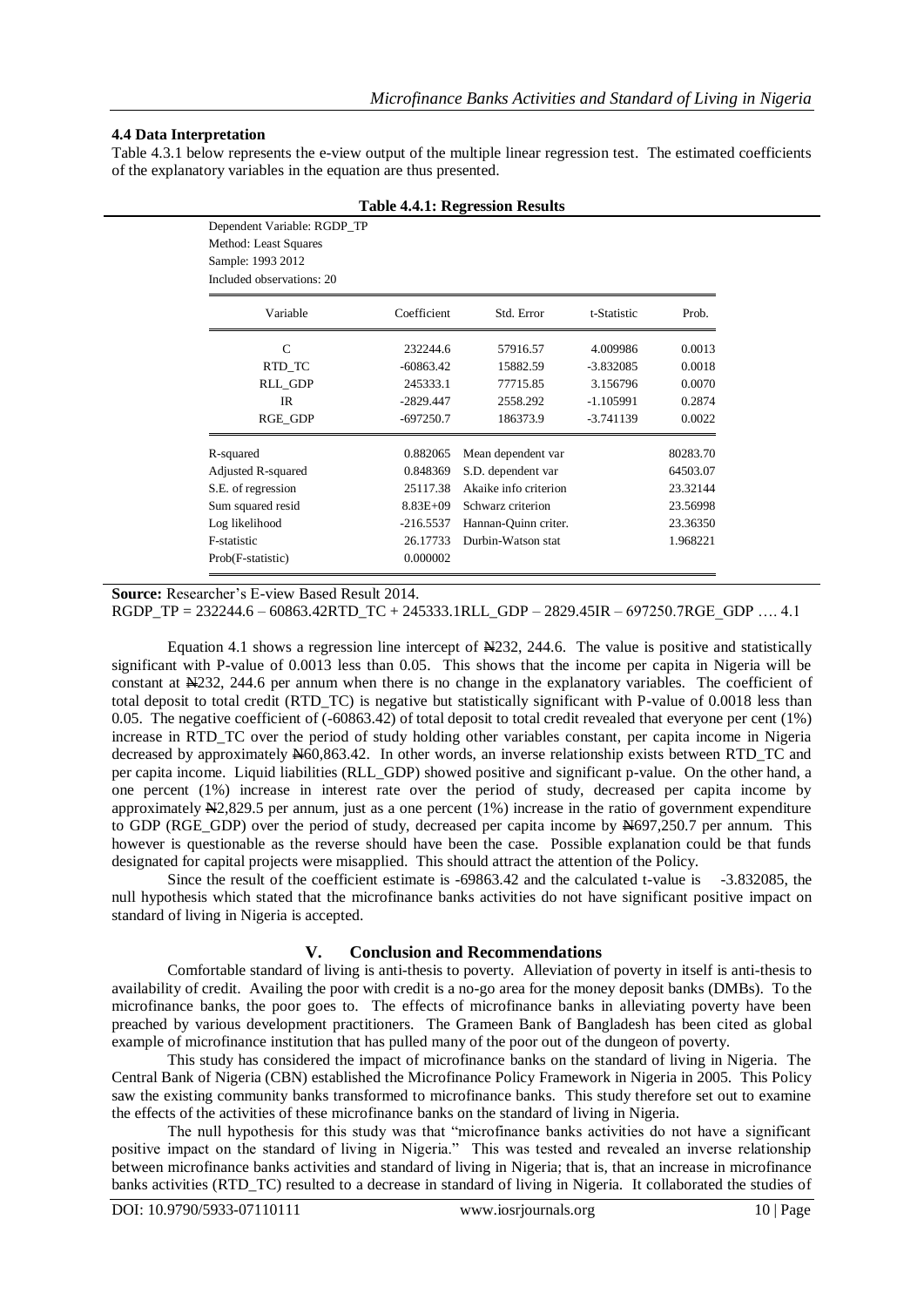### 4.4 Data Interpretation

Table 4.3.1 below represents the e-view output of the multiple linear regression test. The estimated coefficients of the explanatory variables in the equation are thus presented.

**Table 4.4.1: Regression Results**

Dependent Variable: RGDP_TP
Method: Least Squares
Sample: 1993 2012
Included observations: 20

| Variable | Coefficient | Std. Error | t-Statistic | Prob. |
|---|---|---|---|---|
| C | 232244.6 | 57916.57 | 4.009986 | 0.0013 |
| RTD_TC | -60863.42 | 15882.59 | -3.832085 | 0.0018 |
| RLL_GDP | 245333.1 | 77715.85 | 3.156796 | 0.0070 |
| IR | -2829.447 | 2558.292 | -1.105991 | 0.2874 |
| RGE_GDP | -697250.7 | 186373.9 | -3.741139 | 0.0022 |

| | | | |
|---|---|---|---|
| R-squared | 0.882065 | Mean dependent var | 80283.70 |
| Adjusted R-squared | 0.848369 | S.D. dependent var | 64503.07 |
| S.E. of regression | 25117.38 | Akaike info criterion | 23.32144 |
| Sum squared resid | 8.83E+09 | Schwarz criterion | 23.56998 |
| Log likelihood | -216.5537 | Hannan-Quinn criter. | 23.36350 |
| F-statistic | 26.17733 | Durbin-Watson stat | 1.968221 |
| Prob(F-statistic) | 0.000002 | | |

**Source:** Researcher's E-view Based Result 2014.

RGDP_TP = 232244.6 – 60863.42RTD_TC + 245333.1RLL_GDP – 2829.45IR – 697250.7RGE_GDP …. 4.1

Equation 4.1 shows a regression line intercept of ₦232, 244.6. The value is positive and statistically significant with P-value of 0.0013 less than 0.05. This shows that the income per capita in Nigeria will be constant at ₦232, 244.6 per annum when there is no change in the explanatory variables. The coefficient of total deposit to total credit (RTD_TC) is negative but statistically significant with P-value of 0.0018 less than 0.05. The negative coefficient of (-60863.42) of total deposit to total credit revealed that everyone per cent (1%) increase in RTD_TC over the period of study holding other variables constant, per capita income in Nigeria decreased by approximately ₦60,863.42. In other words, an inverse relationship exists between RTD_TC and per capita income. Liquid liabilities (RLL_GDP) showed positive and significant p-value. On the other hand, a one percent (1%) increase in interest rate over the period of study, decreased per capita income by approximately ₦2,829.5 per annum, just as a one percent (1%) increase in the ratio of government expenditure to GDP (RGE_GDP) over the period of study, decreased per capita income by ₦697,250.7 per annum. This however is questionable as the reverse should have been the case. Possible explanation could be that funds designated for capital projects were misapplied. This should attract the attention of the Policy.

Since the result of the coefficient estimate is -69863.42 and the calculated t-value is -3.832085, the null hypothesis which stated that the microfinance banks activities do not have significant positive impact on standard of living in Nigeria is accepted.

## V. Conclusion and Recommendations

Comfortable standard of living is anti-thesis to poverty. Alleviation of poverty in itself is anti-thesis to availability of credit. Availing the poor with credit is a no-go area for the money deposit banks (DMBs). To the microfinance banks, the poor goes to. The effects of microfinance banks in alleviating poverty have been preached by various development practitioners. The Grameen Bank of Bangladesh has been cited as global example of microfinance institution that has pulled many of the poor out of the dungeon of poverty.

This study has considered the impact of microfinance banks on the standard of living in Nigeria. The Central Bank of Nigeria (CBN) established the Microfinance Policy Framework in Nigeria in 2005. This Policy saw the existing community banks transformed to microfinance banks. This study therefore set out to examine the effects of the activities of these microfinance banks on the standard of living in Nigeria.

The null hypothesis for this study was that "microfinance banks activities do not have a significant positive impact on the standard of living in Nigeria." This was tested and revealed an inverse relationship between microfinance banks activities and standard of living in Nigeria; that is, that an increase in microfinance banks activities (RTD_TC) resulted to a decrease in standard of living in Nigeria. It collaborated the studies of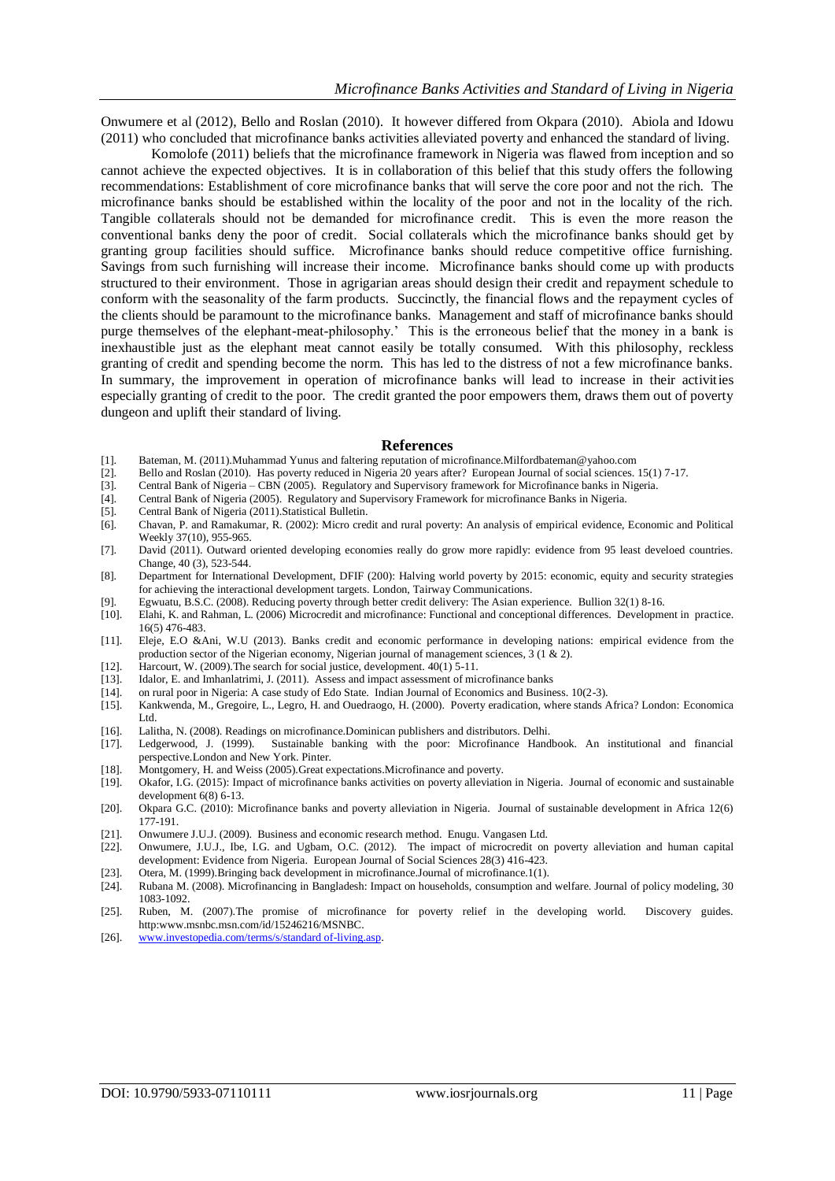Onwumere et al (2012), Bello and Roslan (2010). It however differed from Okpara (2010). Abiola and Idowu (2011) who concluded that microfinance banks activities alleviated poverty and enhanced the standard of living.

Komolofe (2011) beliefs that the microfinance framework in Nigeria was flawed from inception and so cannot achieve the expected objectives. It is in collaboration of this belief that this study offers the following recommendations: Establishment of core microfinance banks that will serve the core poor and not the rich. The microfinance banks should be established within the locality of the poor and not in the locality of the rich. Tangible collaterals should not be demanded for microfinance credit. This is even the more reason the conventional banks deny the poor of credit. Social collaterals which the microfinance banks should get by granting group facilities should suffice. Microfinance banks should reduce competitive office furnishing. Savings from such furnishing will increase their income. Microfinance banks should come up with products structured to their environment. Those in agrigarian areas should design their credit and repayment schedule to conform with the seasonality of the farm products. Succinctly, the financial flows and the repayment cycles of the clients should be paramount to the microfinance banks. Management and staff of microfinance banks should purge themselves of the elephant-meat-philosophy.' This is the erroneous belief that the money in a bank is inexhaustible just as the elephant meat cannot easily be totally consumed. With this philosophy, reckless granting of credit and spending become the norm. This has led to the distress of not a few microfinance banks. In summary, the improvement in operation of microfinance banks will lead to increase in their activities especially granting of credit to the poor. The credit granted the poor empowers them, draws them out of poverty dungeon and uplift their standard of living.

# References

[1]. Bateman, M. (2011).Muhammad Yunus and faltering reputation of microfinance.Milfordbateman@yahoo.com
[2]. Bello and Roslan (2010). Has poverty reduced in Nigeria 20 years after? European Journal of social sciences. 15(1) 7-17.
[3]. Central Bank of Nigeria – CBN (2005). Regulatory and Supervisory framework for Microfinance banks in Nigeria.
[4]. Central Bank of Nigeria (2005). Regulatory and Supervisory Framework for microfinance Banks in Nigeria.
[5]. Central Bank of Nigeria (2011).Statistical Bulletin.
[6]. Chavan, P. and Ramakumar, R. (2002): Micro credit and rural poverty: An analysis of empirical evidence, Economic and Political Weekly 37(10), 955-965.
[7]. David (2011). Outward oriented developing economies really do grow more rapidly: evidence from 95 least develoed countries. Change, 40 (3), 523-544.
[8]. Department for International Development, DFIF (200): Halving world poverty by 2015: economic, equity and security strategies for achieving the interactional development targets. London, Tairway Communications.
[9]. Egwuatu, B.S.C. (2008). Reducing poverty through better credit delivery: The Asian experience. Bullion 32(1) 8-16.
[10]. Elahi, K. and Rahman, L. (2006) Microcredit and microfinance: Functional and conceptional differences. Development in practice. 16(5) 476-483.
[11]. Eleje, E.O &Ani, W.U (2013). Banks credit and economic performance in developing nations: empirical evidence from the production sector of the Nigerian economy, Nigerian journal of management sciences, 3 (1 & 2).
[12]. Harcourt, W. (2009).The search for social justice, development. 40(1) 5-11.
[13]. Idalor, E. and Imhanlatrimi, J. (2011). Assess and impact assessment of microfinance banks
[14]. on rural poor in Nigeria: A case study of Edo State. Indian Journal of Economics and Business. 10(2-3).
[15]. Kankwenda, M., Gregoire, L., Legro, H. and Ouedraogo, H. (2000). Poverty eradication, where stands Africa? London: Economica Ltd.
[16]. Lalitha, N. (2008). Readings on microfinance.Dominican publishers and distributors. Delhi.
[17]. Ledgerwood, J. (1999). Sustainable banking with the poor: Microfinance Handbook. An institutional and financial perspective.London and New York. Pinter.
[18]. Montgomery, H. and Weiss (2005).Great expectations.Microfinance and poverty.
[19]. Okafor, I.G. (2015): Impact of microfinance banks activities on poverty alleviation in Nigeria. Journal of economic and sustainable development 6(8) 6-13.
[20]. Okpara G.C. (2010): Microfinance banks and poverty alleviation in Nigeria. Journal of sustainable development in Africa 12(6) 177-191.
[21]. Onwumere J.U.J. (2009). Business and economic research method. Enugu. Vangasen Ltd.
[22]. Onwumere, J.U.J., Ibe, I.G. and Ugbam, O.C. (2012). The impact of microcredit on poverty alleviation and human capital development: Evidence from Nigeria. European Journal of Social Sciences 28(3) 416-423.
[23]. Otera, M. (1999).Bringing back development in microfinance.Journal of microfinance.1(1).
[24]. Rubana M. (2008). Microfinancing in Bangladesh: Impact on households, consumption and welfare. Journal of policy modeling, 30 1083-1092.
[25]. Ruben, M. (2007).The promise of microfinance for poverty relief in the developing world. Discovery guides. http:www.msnbc.msn.com/id/15246216/MSNBC.
[26]. www.investopedia.com/terms/s/standard of-living.asp.